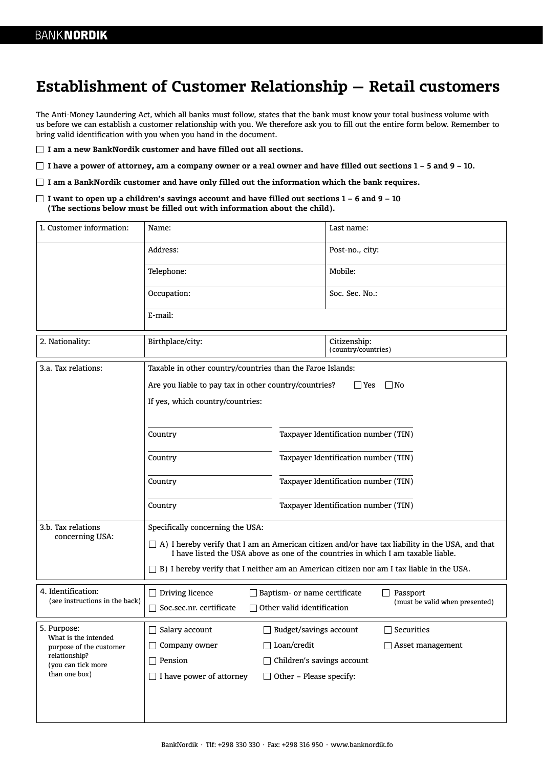# Establishment of Customer Relationship – Retail customers

The Anti-Money Laundering Act, which all banks must follow, states that the bank must know your total business volume with us before we can establish a customer relationship with you. We therefore ask you to fill out the entire form below. Remember to bring valid identification with you when you hand in the document.

- ☐ **I am a new BankNordik customer and have filled out all sections.**
- ☐ **I have a power of attorney, am a company owner or a real owner and have filled out sections 1 – 5 and 9 – 10.**
- ☐ **I am a BankNordik customer and have only filled out the information which the bank requires.**
- ☐ **I want to open up a children's savings account and have filled out sections 1 – 6 and 9 – 10 (The sections below must be filled out with information about the child).**

| | | |
|---|---|---|
| 1. Customer information: | Name: | Last name: |
| | Address: | Post-no., city: |
| | Telephone: | Mobile: |
| | Occupation: | Soc. Sec. No.: |
| | E-mail: | |

| | | |
|---|---|---|
| 2. Nationality: | Birthplace/city: | Citizenship: (country/countries) |

**3.a. Tax relations:**

Taxable in other country/countries than the Faroe Islands:

Are you liable to pay tax in other country/countries? ☐ Yes ☐ No

If yes, which country/countries:

| Country | Taxpayer Identification number (TIN) |
|---|---|
| | |
| | |
| | |
| | |

**3.b. Tax relations concerning USA:**

Specifically concerning the USA:

- ☐ A) I hereby verify that I am an American citizen and/or have tax liability in the USA, and that I have listed the USA above as one of the countries in which I am taxable liable.
- ☐ B) I hereby verify that I neither am an American citizen nor am I tax liable in the USA.

**4. Identification:** (see instructions in the back)

- ☐ Driving licence
- ☐ Baptism- or name certificate
- ☐ Passport (must be valid when presented)
- ☐ Soc.sec.nr. certificate
- ☐ Other valid identification

**5. Purpose:** What is the intended purpose of the customer relationship? (you can tick more than one box)

- ☐ Salary account
- ☐ Budget/savings account
- ☐ Securities
- ☐ Company owner
- ☐ Loan/credit
- ☐ Asset management
- ☐ Pension
- ☐ Children's savings account
- ☐ I have power of attorney
- ☐ Other – Please specify:

BankNordik · Tlf: +298 330 330 · Fax: +298 316 950 · www.banknordik.fo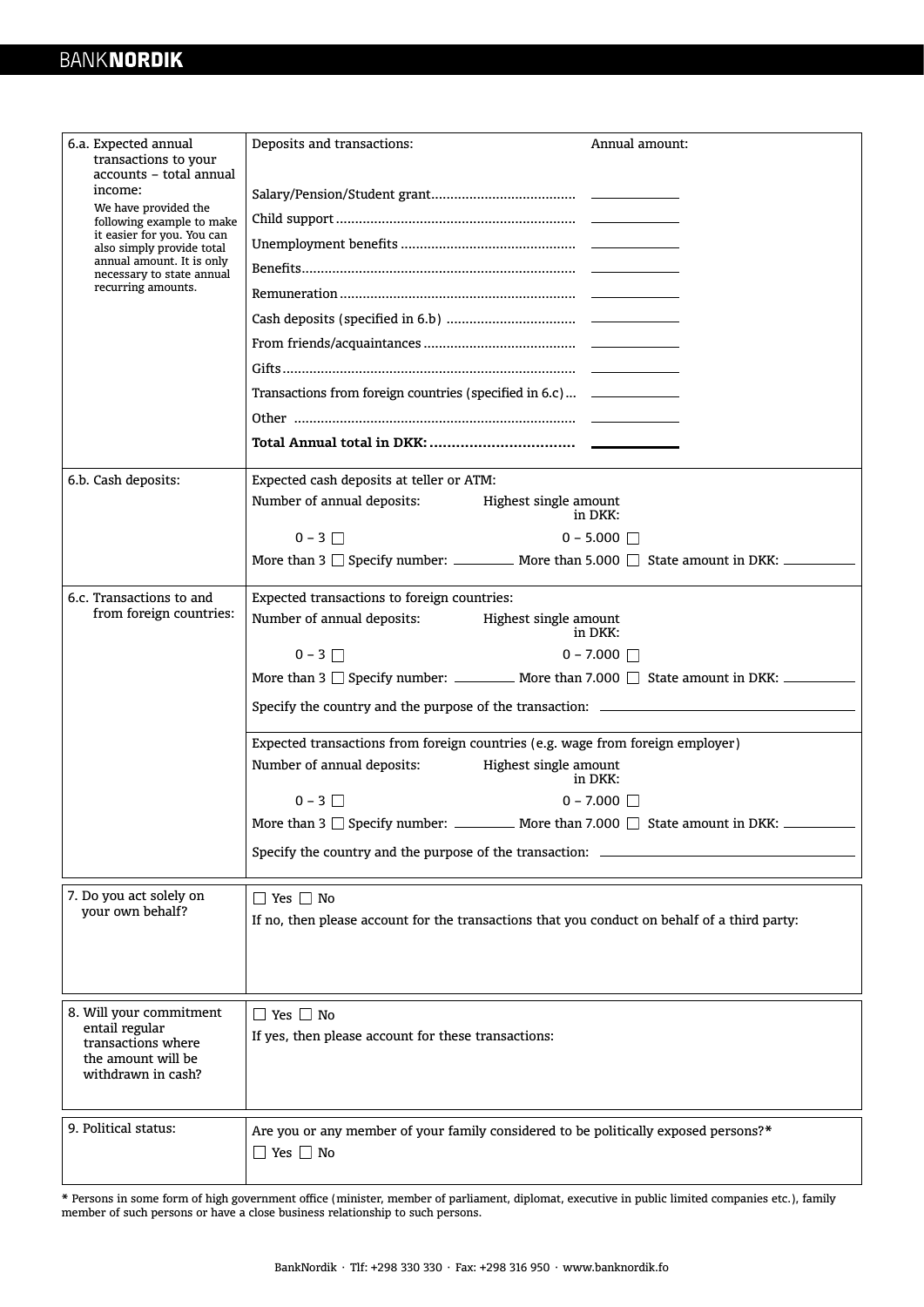| | |
|---|---|
| 6.a. Expected annual transactions to your accounts – total annual income:<br>We have provided the following example to make it easier for you. You can also simply provide total annual amount. It is only necessary to state annual recurring amounts. | Deposits and transactions: Annual amount:<br><br>Salary/Pension/Student grant ........................ \_\_\_\_\_\_\_\_\_\_<br>Child support ........................ \_\_\_\_\_\_\_\_\_\_<br>Unemployment benefits ........................ \_\_\_\_\_\_\_\_\_\_<br>Benefits ........................ \_\_\_\_\_\_\_\_\_\_<br>Remuneration ........................ \_\_\_\_\_\_\_\_\_\_<br>Cash deposits (specified in 6.b) ........................ \_\_\_\_\_\_\_\_\_\_<br>From friends/acquaintances ........................ \_\_\_\_\_\_\_\_\_\_<br>Gifts ........................ \_\_\_\_\_\_\_\_\_\_<br>Transactions from foreign countries (specified in 6.c) ... \_\_\_\_\_\_\_\_\_\_<br>Other ........................ \_\_\_\_\_\_\_\_\_\_<br>**Total Annual total in DKK: ........................** \_\_\_\_\_\_\_\_\_\_ |
| 6.b. Cash deposits: | Expected cash deposits at teller or ATM:<br>Number of annual deposits: Highest single amount in DKK:<br>0 – 3 ☐ 0 – 5.000 ☐<br>More than 3 ☐ Specify number: \_\_\_\_\_\_\_\_ More than 5.000 ☐ State amount in DKK: \_\_\_\_\_\_\_\_ |
| 6.c. Transactions to and from foreign countries: | Expected transactions to foreign countries:<br>Number of annual deposits: Highest single amount in DKK:<br>0 – 3 ☐ 0 – 7.000 ☐<br>More than 3 ☐ Specify number: \_\_\_\_\_\_\_\_ More than 7.000 ☐ State amount in DKK: \_\_\_\_\_\_\_\_<br>Specify the country and the purpose of the transaction: \_\_\_\_\_\_\_\_\_\_\_\_\_\_\_\_<br><br>Expected transactions from foreign countries (e.g. wage from foreign employer)<br>Number of annual deposits: Highest single amount in DKK:<br>0 – 3 ☐ 0 – 7.000 ☐<br>More than 3 ☐ Specify number: \_\_\_\_\_\_\_\_ More than 7.000 ☐ State amount in DKK: \_\_\_\_\_\_\_\_<br>Specify the country and the purpose of the transaction: \_\_\_\_\_\_\_\_\_\_\_\_\_\_\_\_ |

| | |
|---|---|
| 7. Do you act solely on your own behalf? | ☐ Yes ☐ No<br>If no, then please account for the transactions that you conduct on behalf of a third party: |

| | |
|---|---|
| 8. Will your commitment entail regular transactions where the amount will be withdrawn in cash? | ☐ Yes ☐ No<br>If yes, then please account for these transactions: |

| | |
|---|---|
| 9. Political status: | Are you or any member of your family considered to be politically exposed persons?*<br>☐ Yes ☐ No |

* Persons in some form of high government office (minister, member of parliament, diplomat, executive in public limited companies etc.), family member of such persons or have a close business relationship to such persons.

BankNordik · Tlf: +298 330 330 · Fax: +298 316 950 · www.banknordik.fo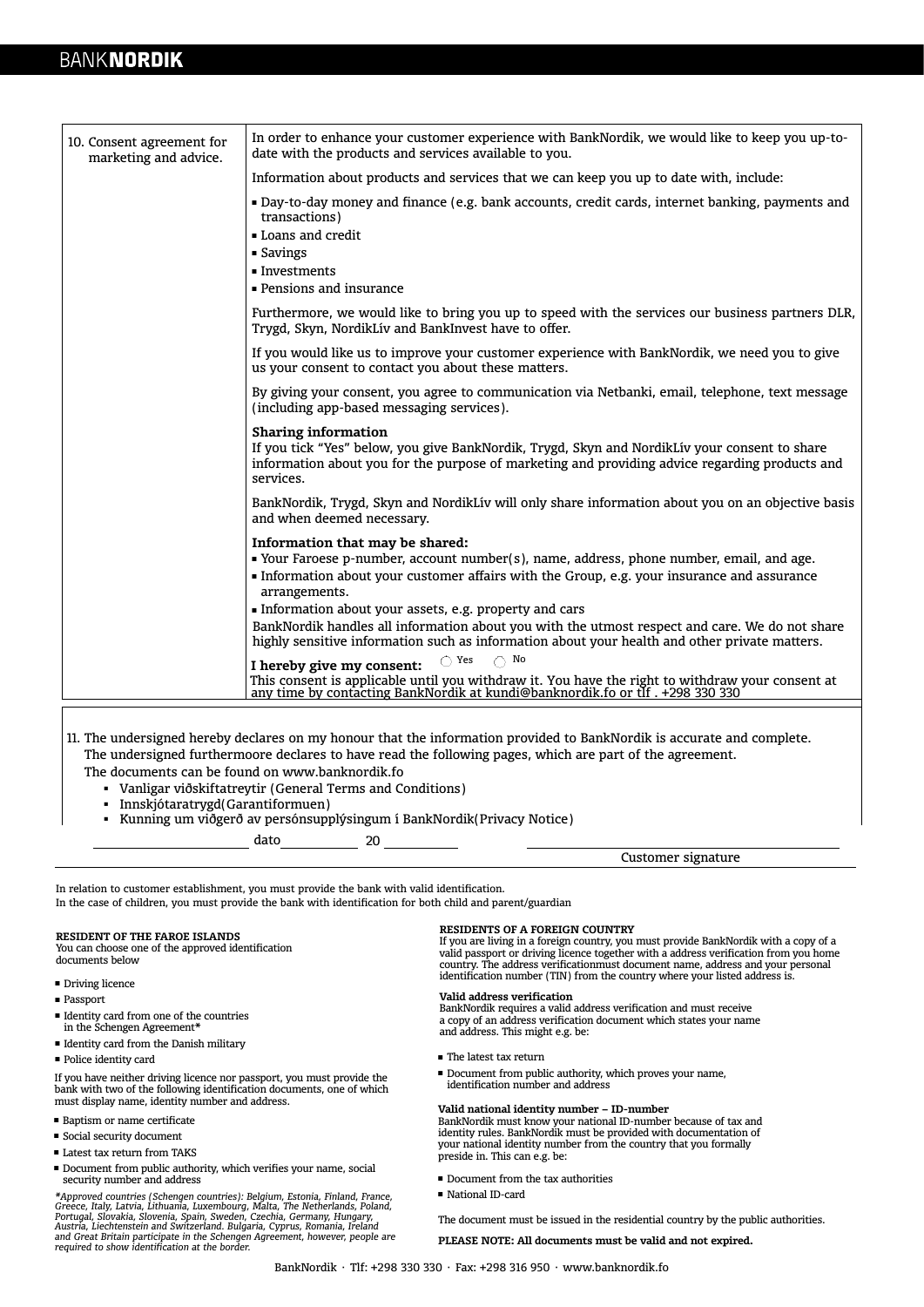BANK**NORDIK**

| | |
|---|---|
| 10. Consent agreement for marketing and advice. | In order to enhance your customer experience with BankNordik, we would like to keep you up-to-date with the products and services available to you.<br><br>Information about products and services that we can keep you up to date with, include:<br><br>▪ Day-to-day money and finance (e.g. bank accounts, credit cards, internet banking, payments and transactions)<br>▪ Loans and credit<br>▪ Savings<br>▪ Investments<br>▪ Pensions and insurance<br><br>Furthermore, we would like to bring you up to speed with the services our business partners DLR, Trygd, Skyn, NordikLív and BankInvest have to offer.<br><br>If you would like us to improve your customer experience with BankNordik, we need you to give us your consent to contact you about these matters.<br><br>By giving your consent, you agree to communication via Netbanki, email, telephone, text message (including app-based messaging services).<br><br>**Sharing information**<br>If you tick "Yes" below, you give BankNordik, Trygd, Skyn and NordikLív your consent to share information about you for the purpose of marketing and providing advice regarding products and services.<br><br>BankNordik, Trygd, Skyn and NordikLív will only share information about you on an objective basis and when deemed necessary.<br><br>**Information that may be shared:**<br>▪ Your Faroese p-number, account number(s), name, address, phone number, email, and age.<br>▪ Information about your customer affairs with the Group, e.g. your insurance and assurance arrangements.<br>▪ Information about your assets, e.g. property and cars<br>BankNordik handles all information about you with the utmost respect and care. We do not share highly sensitive information such as information about your health and other private matters.<br><br>**I hereby give my consent:** ◯ Yes ◯ No<br>This consent is applicable until you withdraw it. You have the right to withdraw your consent at any time by contacting BankNordik at kundi@banknordik.fo or tlf . +298 330 330 |

11. The undersigned hereby declares on my honour that the information provided to BankNordik is accurate and complete.
The undersigned furthermoore declares to have read the following pages, which are part of the agreement.
The documents can be found on www.banknordik.fo

- Vanligar viðskiftatreytir (General Terms and Conditions)
- Innskjótaratrygd(Garantiformuen)
- Kunning um viðgerð av persónsupplýsingum í BankNordik(Privacy Notice)

______________ dato__________ 20 __________          ______________________________
Customer signature

In relation to customer establishment, you must provide the bank with valid identification.
In the case of children, you must provide the bank with identification for both child and parent/guardian

**RESIDENT OF THE FAROE ISLANDS**
You can choose one of the approved identification documents below

- Driving licence
- Passport
- Identity card from one of the countries in the Schengen Agreement*
- Identity card from the Danish military
- Police identity card

If you have neither driving licence nor passport, you must provide the bank with two of the following identification documents, one of which must display name, identity number and address.

- Baptism or name certificate
- Social security document
- Latest tax return from TAKS
- Document from public authority, which verifies your name, social security number and address

*\*Approved countries (Schengen countries): Belgium, Estonia, Finland, France, Greece, Italy, Latvia, Lithuania, Luxembourg, Malta, The Netherlands, Poland, Portugal, Slovakia, Slovenia, Spain, Sweden, Czechia, Germany, Hungary, Austria, Liechtenstein and Switzerland. Bulgaria, Cyprus, Romania, Ireland and Great Britain participate in the Schengen Agreement, however, people are required to show identification at the border.*

**RESIDENTS OF A FOREIGN COUNTRY**
If you are living in a foreign country, you must provide BankNordik with a copy of a valid passport or driving licence together with a address verification from you home country. The address verificationmust document name, address and your personal identification number (TIN) from the country where your listed address is.

**Valid address verification**
BankNordik requires a valid address verification and must receive a copy of an address verification document which states your name and address. This might e.g. be:

- The latest tax return
- Document from public authority, which proves your name, identification number and address

**Valid national identity number – ID-number**
BankNordik must know your national ID-number because of tax and identity rules. BankNordik must be provided with documentation of your national identity number from the country that you formally preside in. This can e.g. be:

- Document from the tax authorities
- National ID-card

The document must be issued in the residential country by the public authorities.

**PLEASE NOTE: All documents must be valid and not expired.**

BankNordik · Tlf: +298 330 330 · Fax: +298 316 950 · www.banknordik.fo